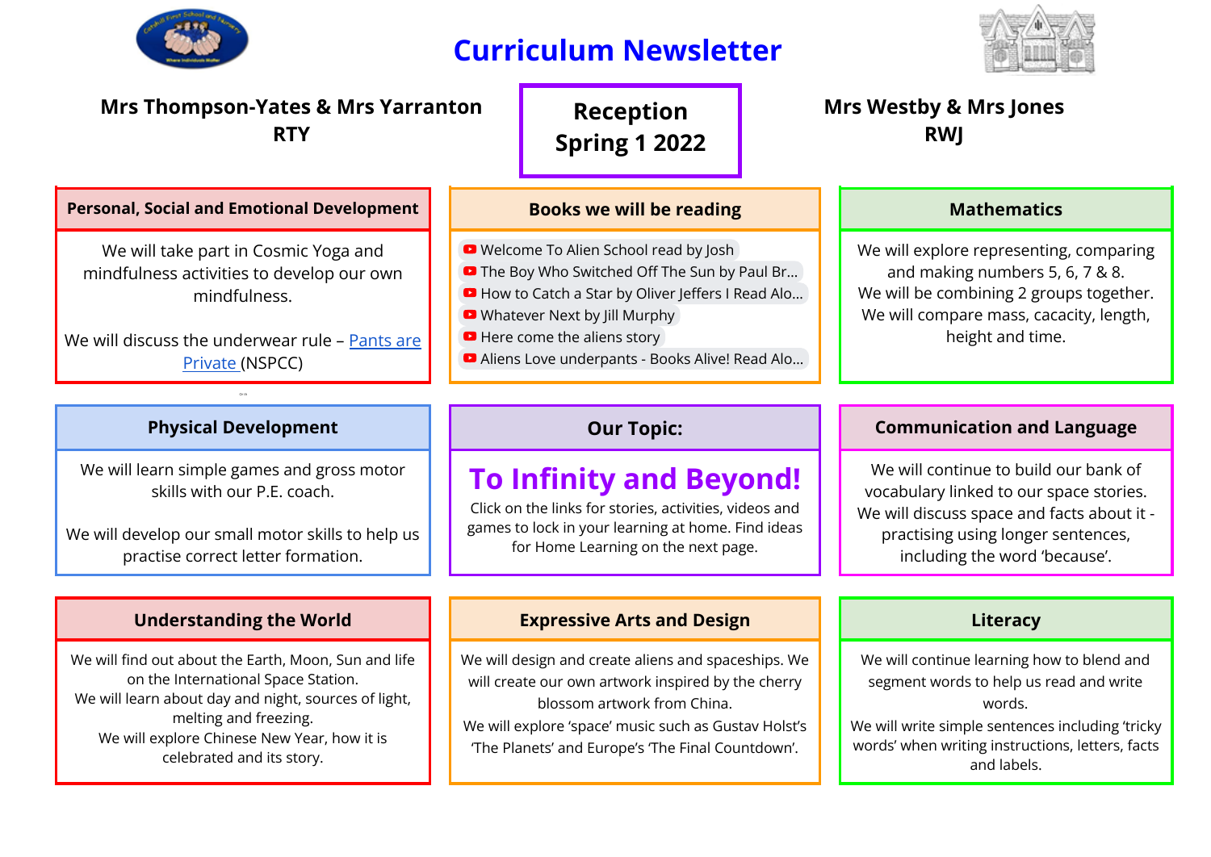# Curriculum Newsletter

**Mrs Thompson-Yates & Mrs Yarranton**
**RTY**

**Reception**
**Spring 1 2022**

**Mrs Westby & Mrs Jones**
**RWJ**

## Personal, Social and Emotional Development

We will take part in Cosmic Yoga and mindfulness activities to develop our own mindfulness.

We will discuss the underwear rule – Pants are Private (NSPCC)

## Books we will be reading

- Welcome To Alien School read by Josh
- The Boy Who Switched Off The Sun by Paul Br...
- How to Catch a Star by Oliver Jeffers I Read Alo...
- Whatever Next by Jill Murphy
- Here come the aliens story
- Aliens Love underpants - Books Alive! Read Alo...

## Mathematics

We will explore representing, comparing and making numbers 5, 6, 7 & 8.
We will be combining 2 groups together.
We will compare mass, cacacity, length, height and time.

## Physical Development

We will learn simple games and gross motor skills with our P.E. coach.

We will develop our small motor skills to help us practise correct letter formation.

## Our Topic:

### To Infinity and Beyond!

Click on the links for stories, activities, videos and games to lock in your learning at home. Find ideas for Home Learning on the next page.

## Communication and Language

We will continue to build our bank of vocabulary linked to our space stories.
We will discuss space and facts about it - practising using longer sentences, including the word 'because'.

## Understanding the World

We will find out about the Earth, Moon, Sun and life on the International Space Station.
We will learn about day and night, sources of light, melting and freezing.
We will explore Chinese New Year, how it is celebrated and its story.

## Expressive Arts and Design

We will design and create aliens and spaceships. We will create our own artwork inspired by the cherry blossom artwork from China.
We will explore 'space' music such as Gustav Holst's 'The Planets' and Europe's 'The Final Countdown'.

## Literacy

We will continue learning how to blend and segment words to help us read and write words.
We will write simple sentences including 'tricky words' when writing instructions, letters, facts and labels.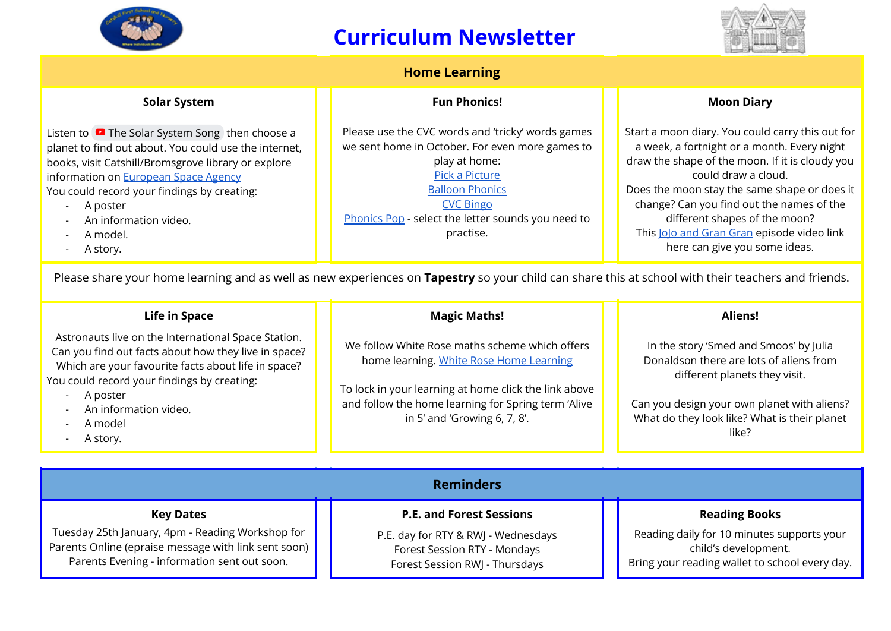# Curriculum Newsletter

## Home Learning

### Solar System

Listen to The Solar System Song then choose a planet to find out about. You could use the internet, books, visit Catshill/Bromsgrove library or explore information on European Space Agency
You could record your findings by creating:

- A poster
- An information video.
- A model.
- A story.

### Fun Phonics!

Please use the CVC words and 'tricky' words games we sent home in October. For even more games to play at home:

Pick a Picture
Balloon Phonics
CVC Bingo
Phonics Pop - select the letter sounds you need to practise.

### Moon Diary

Start a moon diary. You could carry this out for a week, a fortnight or a month. Every night draw the shape of the moon. If it is cloudy you could draw a cloud.
Does the moon stay the same shape or does it change? Can you find out the names of the different shapes of the moon?
This JoJo and Gran Gran episode video link here can give you some ideas.

Please share your home learning and as well as new experiences on **Tapestry** so your child can share this at school with their teachers and friends.

### Life in Space

Astronauts live on the International Space Station. Can you find out facts about how they live in space? Which are your favourite facts about life in space?
You could record your findings by creating:

- A poster
- An information video.
- A model
- A story.

### Magic Maths!

We follow White Rose maths scheme which offers home learning. White Rose Home Learning

To lock in your learning at home click the link above and follow the home learning for Spring term 'Alive in 5' and 'Growing 6, 7, 8'.

### Aliens!

In the story 'Smed and Smoos' by Julia Donaldson there are lots of aliens from different planets they visit.

Can you design your own planet with aliens? What do they look like? What is their planet like?

## Reminders

### Key Dates

Tuesday 25th January, 4pm - Reading Workshop for Parents Online (epraise message with link sent soon)
Parents Evening - information sent out soon.

### P.E. and Forest Sessions

P.E. day for RTY & RWJ - Wednesdays
Forest Session RTY - Mondays
Forest Session RWJ - Thursdays

### Reading Books

Reading daily for 10 minutes supports your child's development.
Bring your reading wallet to school every day.